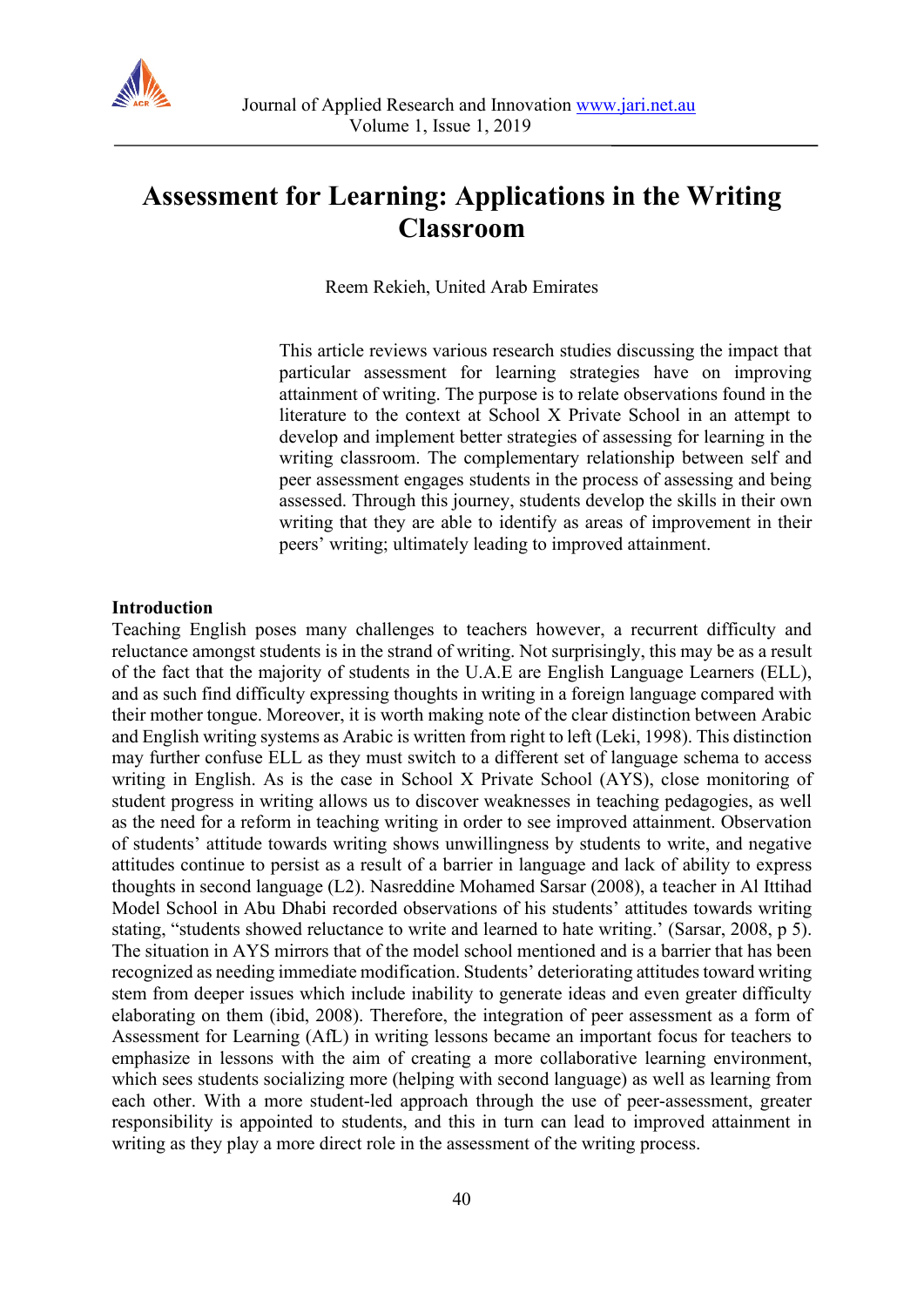# Assessment for Learning: Applications in the Writing Classroom

Reem Rekieh, United Arab Emirates

This article reviews various research studies discussing the impact that particular assessment for learning strategies have on improving attainment of writing. The purpose is to relate observations found in the literature to the context at School X Private School in an attempt to develop and implement better strategies of assessing for learning in the writing classroom. The complementary relationship between self and peer assessment engages students in the process of assessing and being assessed. Through this journey, students develop the skills in their own writing that they are able to identify as areas of improvement in their peers' writing; ultimately leading to improved attainment.

**Introduction**

Teaching English poses many challenges to teachers however, a recurrent difficulty and reluctance amongst students is in the strand of writing. Not surprisingly, this may be as a result of the fact that the majority of students in the U.A.E are English Language Learners (ELL), and as such find difficulty expressing thoughts in writing in a foreign language compared with their mother tongue. Moreover, it is worth making note of the clear distinction between Arabic and English writing systems as Arabic is written from right to left (Leki, 1998). This distinction may further confuse ELL as they must switch to a different set of language schema to access writing in English. As is the case in School X Private School (AYS), close monitoring of student progress in writing allows us to discover weaknesses in teaching pedagogies, as well as the need for a reform in teaching writing in order to see improved attainment. Observation of students' attitude towards writing shows unwillingness by students to write, and negative attitudes continue to persist as a result of a barrier in language and lack of ability to express thoughts in second language (L2). Nasreddine Mohamed Sarsar (2008), a teacher in Al Ittihad Model School in Abu Dhabi recorded observations of his students' attitudes towards writing stating, "students showed reluctance to write and learned to hate writing.' (Sarsar, 2008, p 5). The situation in AYS mirrors that of the model school mentioned and is a barrier that has been recognized as needing immediate modification. Students' deteriorating attitudes toward writing stem from deeper issues which include inability to generate ideas and even greater difficulty elaborating on them (ibid, 2008). Therefore, the integration of peer assessment as a form of Assessment for Learning (AfL) in writing lessons became an important focus for teachers to emphasize in lessons with the aim of creating a more collaborative learning environment, which sees students socializing more (helping with second language) as well as learning from each other. With a more student-led approach through the use of peer-assessment, greater responsibility is appointed to students, and this in turn can lead to improved attainment in writing as they play a more direct role in the assessment of the writing process.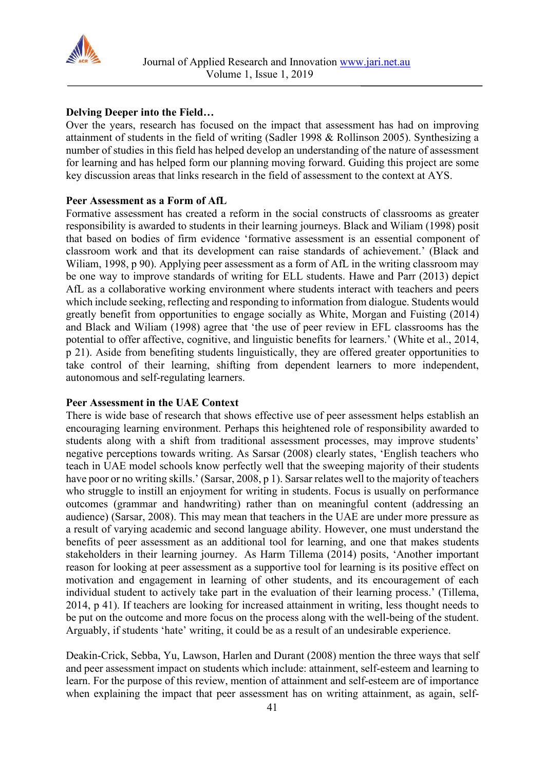**Delving Deeper into the Field…**

Over the years, research has focused on the impact that assessment has had on improving attainment of students in the field of writing (Sadler 1998 & Rollinson 2005). Synthesizing a number of studies in this field has helped develop an understanding of the nature of assessment for learning and has helped form our planning moving forward. Guiding this project are some key discussion areas that links research in the field of assessment to the context at AYS.

**Peer Assessment as a Form of AfL**

Formative assessment has created a reform in the social constructs of classrooms as greater responsibility is awarded to students in their learning journeys. Black and Wiliam (1998) posit that based on bodies of firm evidence 'formative assessment is an essential component of classroom work and that its development can raise standards of achievement.' (Black and Wiliam, 1998, p 90). Applying peer assessment as a form of AfL in the writing classroom may be one way to improve standards of writing for ELL students. Hawe and Parr (2013) depict AfL as a collaborative working environment where students interact with teachers and peers which include seeking, reflecting and responding to information from dialogue. Students would greatly benefit from opportunities to engage socially as White, Morgan and Fuisting (2014) and Black and Wiliam (1998) agree that 'the use of peer review in EFL classrooms has the potential to offer affective, cognitive, and linguistic benefits for learners.' (White et al., 2014, p 21). Aside from benefiting students linguistically, they are offered greater opportunities to take control of their learning, shifting from dependent learners to more independent, autonomous and self-regulating learners.

**Peer Assessment in the UAE Context**

There is wide base of research that shows effective use of peer assessment helps establish an encouraging learning environment. Perhaps this heightened role of responsibility awarded to students along with a shift from traditional assessment processes, may improve students' negative perceptions towards writing. As Sarsar (2008) clearly states, 'English teachers who teach in UAE model schools know perfectly well that the sweeping majority of their students have poor or no writing skills.' (Sarsar, 2008, p 1). Sarsar relates well to the majority of teachers who struggle to instill an enjoyment for writing in students. Focus is usually on performance outcomes (grammar and handwriting) rather than on meaningful content (addressing an audience) (Sarsar, 2008). This may mean that teachers in the UAE are under more pressure as a result of varying academic and second language ability. However, one must understand the benefits of peer assessment as an additional tool for learning, and one that makes students stakeholders in their learning journey. As Harm Tillema (2014) posits, 'Another important reason for looking at peer assessment as a supportive tool for learning is its positive effect on motivation and engagement in learning of other students, and its encouragement of each individual student to actively take part in the evaluation of their learning process.' (Tillema, 2014, p 41). If teachers are looking for increased attainment in writing, less thought needs to be put on the outcome and more focus on the process along with the well-being of the student. Arguably, if students 'hate' writing, it could be as a result of an undesirable experience.

Deakin-Crick, Sebba, Yu, Lawson, Harlen and Durant (2008) mention the three ways that self and peer assessment impact on students which include: attainment, self-esteem and learning to learn. For the purpose of this review, mention of attainment and self-esteem are of importance when explaining the impact that peer assessment has on writing attainment, as again, self-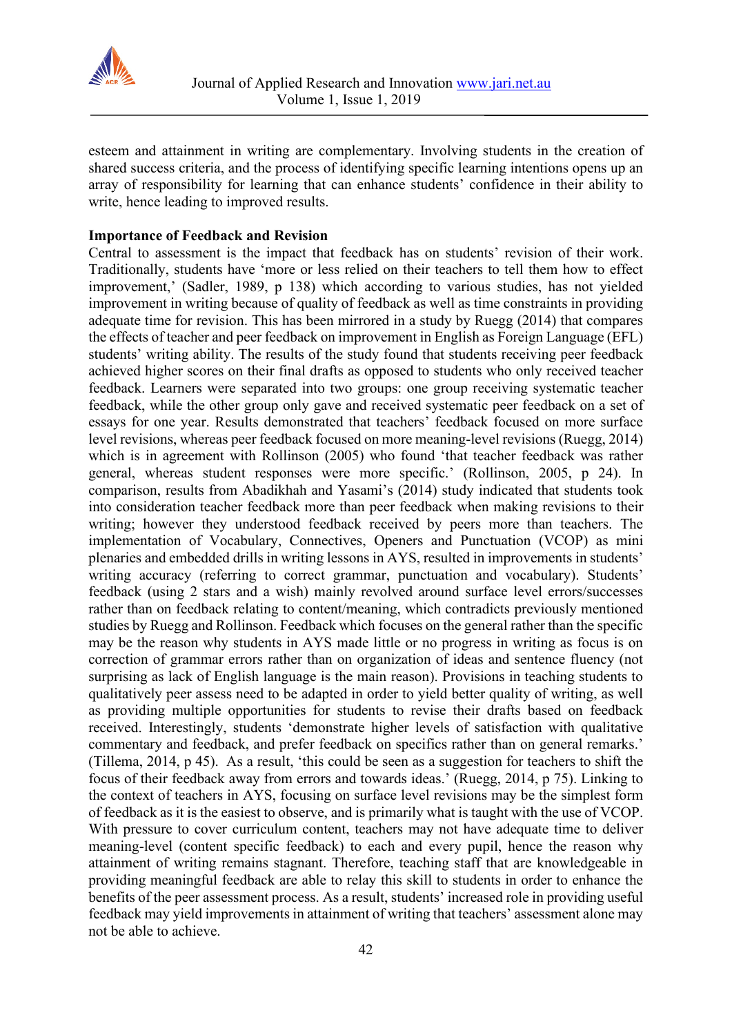esteem and attainment in writing are complementary. Involving students in the creation of shared success criteria, and the process of identifying specific learning intentions opens up an array of responsibility for learning that can enhance students' confidence in their ability to write, hence leading to improved results.

**Importance of Feedback and Revision**

Central to assessment is the impact that feedback has on students' revision of their work. Traditionally, students have 'more or less relied on their teachers to tell them how to effect improvement,' (Sadler, 1989, p 138) which according to various studies, has not yielded improvement in writing because of quality of feedback as well as time constraints in providing adequate time for revision. This has been mirrored in a study by Ruegg (2014) that compares the effects of teacher and peer feedback on improvement in English as Foreign Language (EFL) students' writing ability. The results of the study found that students receiving peer feedback achieved higher scores on their final drafts as opposed to students who only received teacher feedback. Learners were separated into two groups: one group receiving systematic teacher feedback, while the other group only gave and received systematic peer feedback on a set of essays for one year. Results demonstrated that teachers' feedback focused on more surface level revisions, whereas peer feedback focused on more meaning-level revisions (Ruegg, 2014) which is in agreement with Rollinson (2005) who found 'that teacher feedback was rather general, whereas student responses were more specific.' (Rollinson, 2005, p 24). In comparison, results from Abadikhah and Yasami's (2014) study indicated that students took into consideration teacher feedback more than peer feedback when making revisions to their writing; however they understood feedback received by peers more than teachers. The implementation of Vocabulary, Connectives, Openers and Punctuation (VCOP) as mini plenaries and embedded drills in writing lessons in AYS, resulted in improvements in students' writing accuracy (referring to correct grammar, punctuation and vocabulary). Students' feedback (using 2 stars and a wish) mainly revolved around surface level errors/successes rather than on feedback relating to content/meaning, which contradicts previously mentioned studies by Ruegg and Rollinson. Feedback which focuses on the general rather than the specific may be the reason why students in AYS made little or no progress in writing as focus is on correction of grammar errors rather than on organization of ideas and sentence fluency (not surprising as lack of English language is the main reason). Provisions in teaching students to qualitatively peer assess need to be adapted in order to yield better quality of writing, as well as providing multiple opportunities for students to revise their drafts based on feedback received. Interestingly, students 'demonstrate higher levels of satisfaction with qualitative commentary and feedback, and prefer feedback on specifics rather than on general remarks.' (Tillema, 2014, p 45). As a result, 'this could be seen as a suggestion for teachers to shift the focus of their feedback away from errors and towards ideas.' (Ruegg, 2014, p 75). Linking to the context of teachers in AYS, focusing on surface level revisions may be the simplest form of feedback as it is the easiest to observe, and is primarily what is taught with the use of VCOP. With pressure to cover curriculum content, teachers may not have adequate time to deliver meaning-level (content specific feedback) to each and every pupil, hence the reason why attainment of writing remains stagnant. Therefore, teaching staff that are knowledgeable in providing meaningful feedback are able to relay this skill to students in order to enhance the benefits of the peer assessment process. As a result, students' increased role in providing useful feedback may yield improvements in attainment of writing that teachers' assessment alone may not be able to achieve.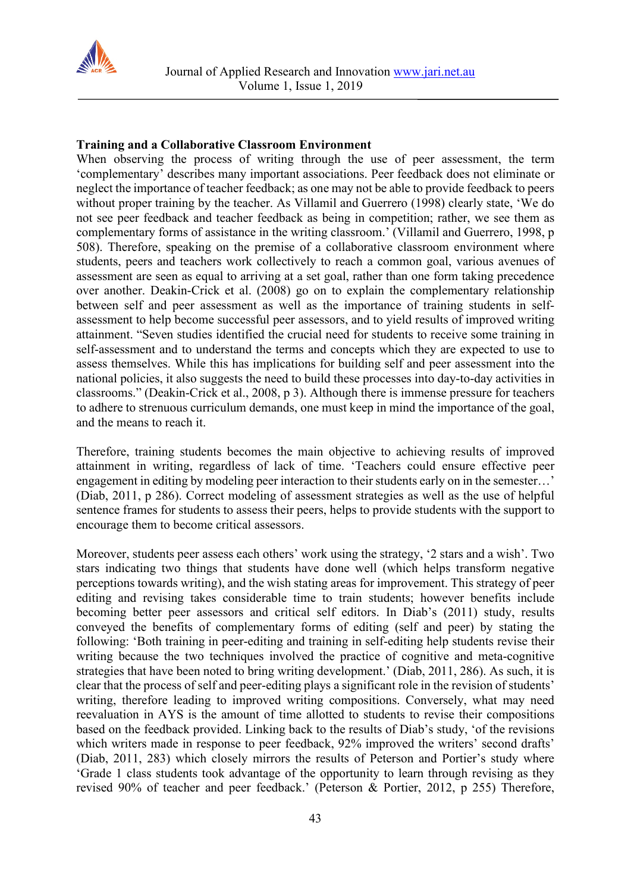**Training and a Collaborative Classroom Environment**

When observing the process of writing through the use of peer assessment, the term ‘complementary’ describes many important associations. Peer feedback does not eliminate or neglect the importance of teacher feedback; as one may not be able to provide feedback to peers without proper training by the teacher. As Villamil and Guerrero (1998) clearly state, ‘We do not see peer feedback and teacher feedback as being in competition; rather, we see them as complementary forms of assistance in the writing classroom.’ (Villamil and Guerrero, 1998, p 508). Therefore, speaking on the premise of a collaborative classroom environment where students, peers and teachers work collectively to reach a common goal, various avenues of assessment are seen as equal to arriving at a set goal, rather than one form taking precedence over another. Deakin-Crick et al. (2008) go on to explain the complementary relationship between self and peer assessment as well as the importance of training students in self-assessment to help become successful peer assessors, and to yield results of improved writing attainment. “Seven studies identified the crucial need for students to receive some training in self-assessment and to understand the terms and concepts which they are expected to use to assess themselves. While this has implications for building self and peer assessment into the national policies, it also suggests the need to build these processes into day-to-day activities in classrooms.” (Deakin-Crick et al., 2008, p 3). Although there is immense pressure for teachers to adhere to strenuous curriculum demands, one must keep in mind the importance of the goal, and the means to reach it.

Therefore, training students becomes the main objective to achieving results of improved attainment in writing, regardless of lack of time. ‘Teachers could ensure effective peer engagement in editing by modeling peer interaction to their students early on in the semester…’ (Diab, 2011, p 286). Correct modeling of assessment strategies as well as the use of helpful sentence frames for students to assess their peers, helps to provide students with the support to encourage them to become critical assessors.

Moreover, students peer assess each others’ work using the strategy, ‘2 stars and a wish’. Two stars indicating two things that students have done well (which helps transform negative perceptions towards writing), and the wish stating areas for improvement. This strategy of peer editing and revising takes considerable time to train students; however benefits include becoming better peer assessors and critical self editors. In Diab’s (2011) study, results conveyed the benefits of complementary forms of editing (self and peer) by stating the following: ‘Both training in peer-editing and training in self-editing help students revise their writing because the two techniques involved the practice of cognitive and meta-cognitive strategies that have been noted to bring writing development.’ (Diab, 2011, 286). As such, it is clear that the process of self and peer-editing plays a significant role in the revision of students’ writing, therefore leading to improved writing compositions. Conversely, what may need reevaluation in AYS is the amount of time allotted to students to revise their compositions based on the feedback provided. Linking back to the results of Diab’s study, ‘of the revisions which writers made in response to peer feedback, 92% improved the writers’ second drafts’ (Diab, 2011, 283) which closely mirrors the results of Peterson and Portier’s study where ‘Grade 1 class students took advantage of the opportunity to learn through revising as they revised 90% of teacher and peer feedback.’ (Peterson & Portier, 2012, p 255) Therefore,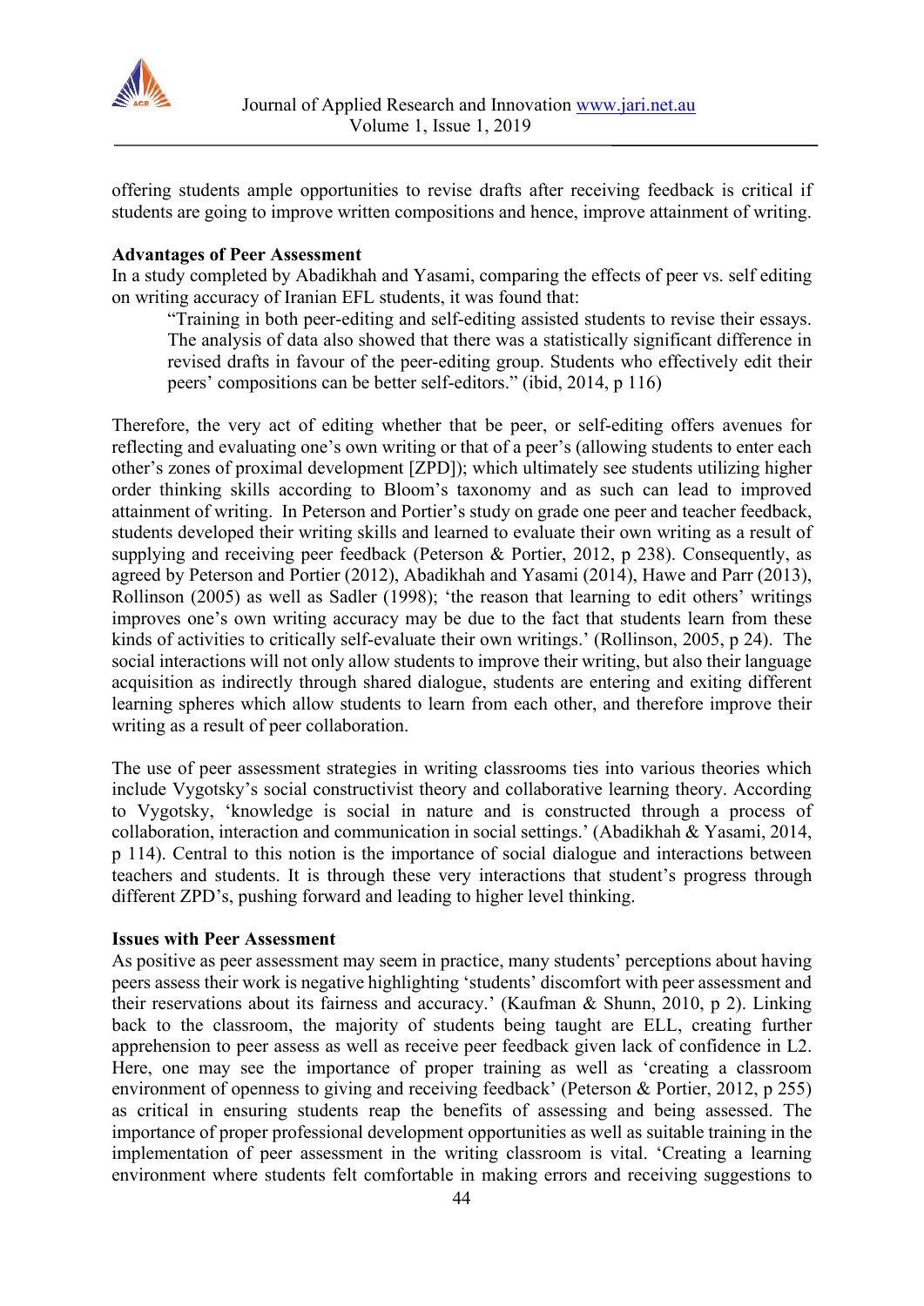offering students ample opportunities to revise drafts after receiving feedback is critical if students are going to improve written compositions and hence, improve attainment of writing.

**Advantages of Peer Assessment**

In a study completed by Abadikhah and Yasami, comparing the effects of peer vs. self editing on writing accuracy of Iranian EFL students, it was found that:

> "Training in both peer-editing and self-editing assisted students to revise their essays. The analysis of data also showed that there was a statistically significant difference in revised drafts in favour of the peer-editing group. Students who effectively edit their peers' compositions can be better self-editors." (ibid, 2014, p 116)

Therefore, the very act of editing whether that be peer, or self-editing offers avenues for reflecting and evaluating one's own writing or that of a peer's (allowing students to enter each other's zones of proximal development [ZPD]); which ultimately see students utilizing higher order thinking skills according to Bloom's taxonomy and as such can lead to improved attainment of writing. In Peterson and Portier's study on grade one peer and teacher feedback, students developed their writing skills and learned to evaluate their own writing as a result of supplying and receiving peer feedback (Peterson & Portier, 2012, p 238). Consequently, as agreed by Peterson and Portier (2012), Abadikhah and Yasami (2014), Hawe and Parr (2013), Rollinson (2005) as well as Sadler (1998); 'the reason that learning to edit others' writings improves one's own writing accuracy may be due to the fact that students learn from these kinds of activities to critically self-evaluate their own writings.' (Rollinson, 2005, p 24). The social interactions will not only allow students to improve their writing, but also their language acquisition as indirectly through shared dialogue, students are entering and exiting different learning spheres which allow students to learn from each other, and therefore improve their writing as a result of peer collaboration.

The use of peer assessment strategies in writing classrooms ties into various theories which include Vygotsky's social constructivist theory and collaborative learning theory. According to Vygotsky, 'knowledge is social in nature and is constructed through a process of collaboration, interaction and communication in social settings.' (Abadikhah & Yasami, 2014, p 114). Central to this notion is the importance of social dialogue and interactions between teachers and students. It is through these very interactions that student's progress through different ZPD's, pushing forward and leading to higher level thinking.

**Issues with Peer Assessment**

As positive as peer assessment may seem in practice, many students' perceptions about having peers assess their work is negative highlighting 'students' discomfort with peer assessment and their reservations about its fairness and accuracy.' (Kaufman & Shunn, 2010, p 2). Linking back to the classroom, the majority of students being taught are ELL, creating further apprehension to peer assess as well as receive peer feedback given lack of confidence in L2. Here, one may see the importance of proper training as well as 'creating a classroom environment of openness to giving and receiving feedback' (Peterson & Portier, 2012, p 255) as critical in ensuring students reap the benefits of assessing and being assessed. The importance of proper professional development opportunities as well as suitable training in the implementation of peer assessment in the writing classroom is vital. 'Creating a learning environment where students felt comfortable in making errors and receiving suggestions to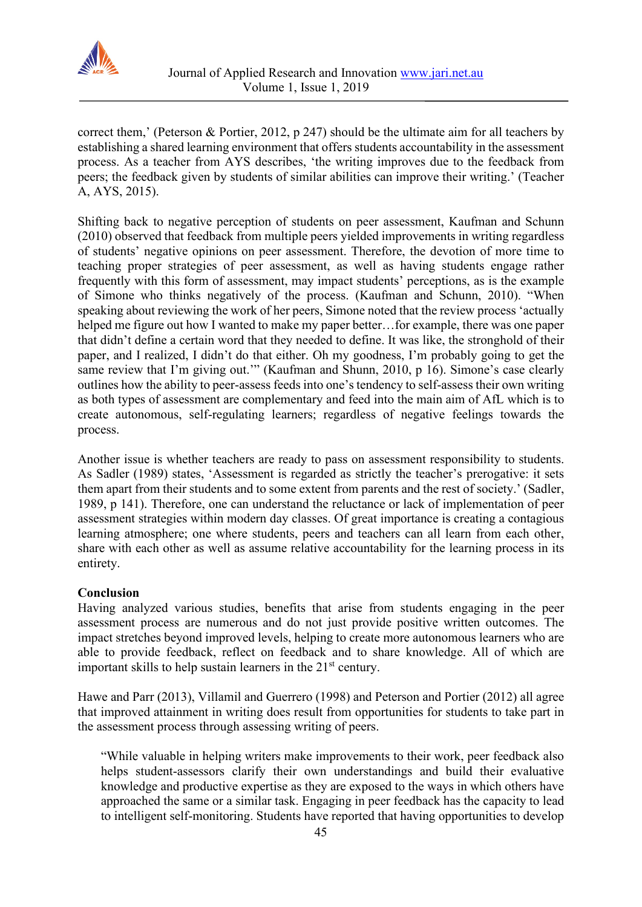correct them,' (Peterson & Portier, 2012, p 247) should be the ultimate aim for all teachers by establishing a shared learning environment that offers students accountability in the assessment process. As a teacher from AYS describes, 'the writing improves due to the feedback from peers; the feedback given by students of similar abilities can improve their writing.' (Teacher A, AYS, 2015).

Shifting back to negative perception of students on peer assessment, Kaufman and Schunn (2010) observed that feedback from multiple peers yielded improvements in writing regardless of students' negative opinions on peer assessment. Therefore, the devotion of more time to teaching proper strategies of peer assessment, as well as having students engage rather frequently with this form of assessment, may impact students' perceptions, as is the example of Simone who thinks negatively of the process. (Kaufman and Schunn, 2010). "When speaking about reviewing the work of her peers, Simone noted that the review process 'actually helped me figure out how I wanted to make my paper better…for example, there was one paper that didn't define a certain word that they needed to define. It was like, the stronghold of their paper, and I realized, I didn't do that either. Oh my goodness, I'm probably going to get the same review that I'm giving out.'" (Kaufman and Shunn, 2010, p 16). Simone's case clearly outlines how the ability to peer-assess feeds into one's tendency to self-assess their own writing as both types of assessment are complementary and feed into the main aim of AfL which is to create autonomous, self-regulating learners; regardless of negative feelings towards the process.

Another issue is whether teachers are ready to pass on assessment responsibility to students. As Sadler (1989) states, 'Assessment is regarded as strictly the teacher's prerogative: it sets them apart from their students and to some extent from parents and the rest of society.' (Sadler, 1989, p 141). Therefore, one can understand the reluctance or lack of implementation of peer assessment strategies within modern day classes. Of great importance is creating a contagious learning atmosphere; one where students, peers and teachers can all learn from each other, share with each other as well as assume relative accountability for the learning process in its entirety.

**Conclusion**

Having analyzed various studies, benefits that arise from students engaging in the peer assessment process are numerous and do not just provide positive written outcomes. The impact stretches beyond improved levels, helping to create more autonomous learners who are able to provide feedback, reflect on feedback and to share knowledge. All of which are important skills to help sustain learners in the 21st century.

Hawe and Parr (2013), Villamil and Guerrero (1998) and Peterson and Portier (2012) all agree that improved attainment in writing does result from opportunities for students to take part in the assessment process through assessing writing of peers.

> "While valuable in helping writers make improvements to their work, peer feedback also helps student-assessors clarify their own understandings and build their evaluative knowledge and productive expertise as they are exposed to the ways in which others have approached the same or a similar task. Engaging in peer feedback has the capacity to lead to intelligent self-monitoring. Students have reported that having opportunities to develop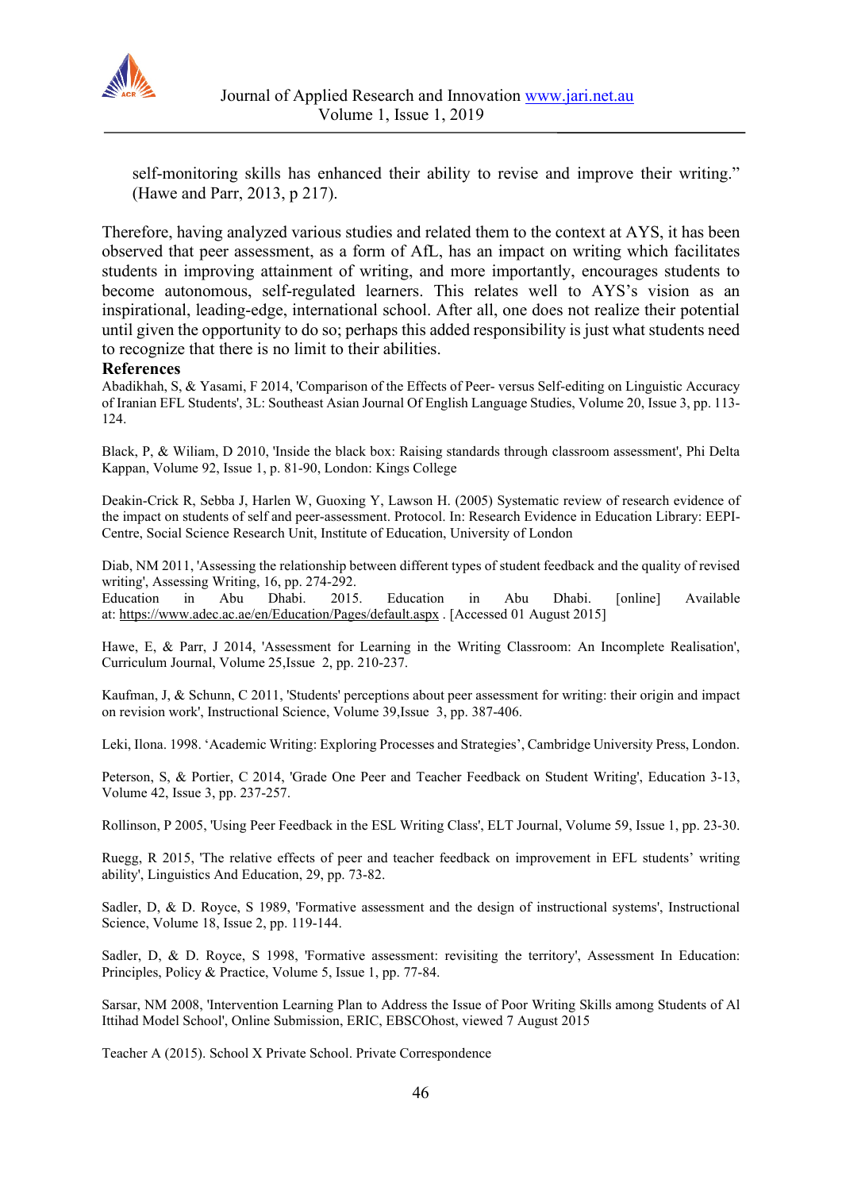self-monitoring skills has enhanced their ability to revise and improve their writing." (Hawe and Parr, 2013, p 217).

Therefore, having analyzed various studies and related them to the context at AYS, it has been observed that peer assessment, as a form of AfL, has an impact on writing which facilitates students in improving attainment of writing, and more importantly, encourages students to become autonomous, self-regulated learners. This relates well to AYS's vision as an inspirational, leading-edge, international school. After all, one does not realize their potential until given the opportunity to do so; perhaps this added responsibility is just what students need to recognize that there is no limit to their abilities.

**References**

Abadikhah, S, & Yasami, F 2014, 'Comparison of the Effects of Peer- versus Self-editing on Linguistic Accuracy of Iranian EFL Students', 3L: Southeast Asian Journal Of English Language Studies, Volume 20, Issue 3, pp. 113-124.

Black, P, & Wiliam, D 2010, 'Inside the black box: Raising standards through classroom assessment', Phi Delta Kappan, Volume 92, Issue 1, p. 81-90, London: Kings College

Deakin-Crick R, Sebba J, Harlen W, Guoxing Y, Lawson H. (2005) Systematic review of research evidence of the impact on students of self and peer-assessment. Protocol. In: Research Evidence in Education Library: EEPI-Centre, Social Science Research Unit, Institute of Education, University of London

Diab, NM 2011, 'Assessing the relationship between different types of student feedback and the quality of revised writing', Assessing Writing, 16, pp. 274-292.
Education in Abu Dhabi. 2015. Education in Abu Dhabi. [online] Available at: https://www.adec.ac.ae/en/Education/Pages/default.aspx . [Accessed 01 August 2015]

Hawe, E, & Parr, J 2014, 'Assessment for Learning in the Writing Classroom: An Incomplete Realisation', Curriculum Journal, Volume 25,Issue 2, pp. 210-237.

Kaufman, J, & Schunn, C 2011, 'Students' perceptions about peer assessment for writing: their origin and impact on revision work', Instructional Science, Volume 39,Issue 3, pp. 387-406.

Leki, Ilona. 1998. 'Academic Writing: Exploring Processes and Strategies', Cambridge University Press, London.

Peterson, S, & Portier, C 2014, 'Grade One Peer and Teacher Feedback on Student Writing', Education 3-13, Volume 42, Issue 3, pp. 237-257.

Rollinson, P 2005, 'Using Peer Feedback in the ESL Writing Class', ELT Journal, Volume 59, Issue 1, pp. 23-30.

Ruegg, R 2015, 'The relative effects of peer and teacher feedback on improvement in EFL students' writing ability', Linguistics And Education, 29, pp. 73-82.

Sadler, D, & D. Royce, S 1989, 'Formative assessment and the design of instructional systems', Instructional Science, Volume 18, Issue 2, pp. 119-144.

Sadler, D, & D. Royce, S 1998, 'Formative assessment: revisiting the territory', Assessment In Education: Principles, Policy & Practice, Volume 5, Issue 1, pp. 77-84.

Sarsar, NM 2008, 'Intervention Learning Plan to Address the Issue of Poor Writing Skills among Students of Al Ittihad Model School', Online Submission, ERIC, EBSCOhost, viewed 7 August 2015

Teacher A (2015). School X Private School. Private Correspondence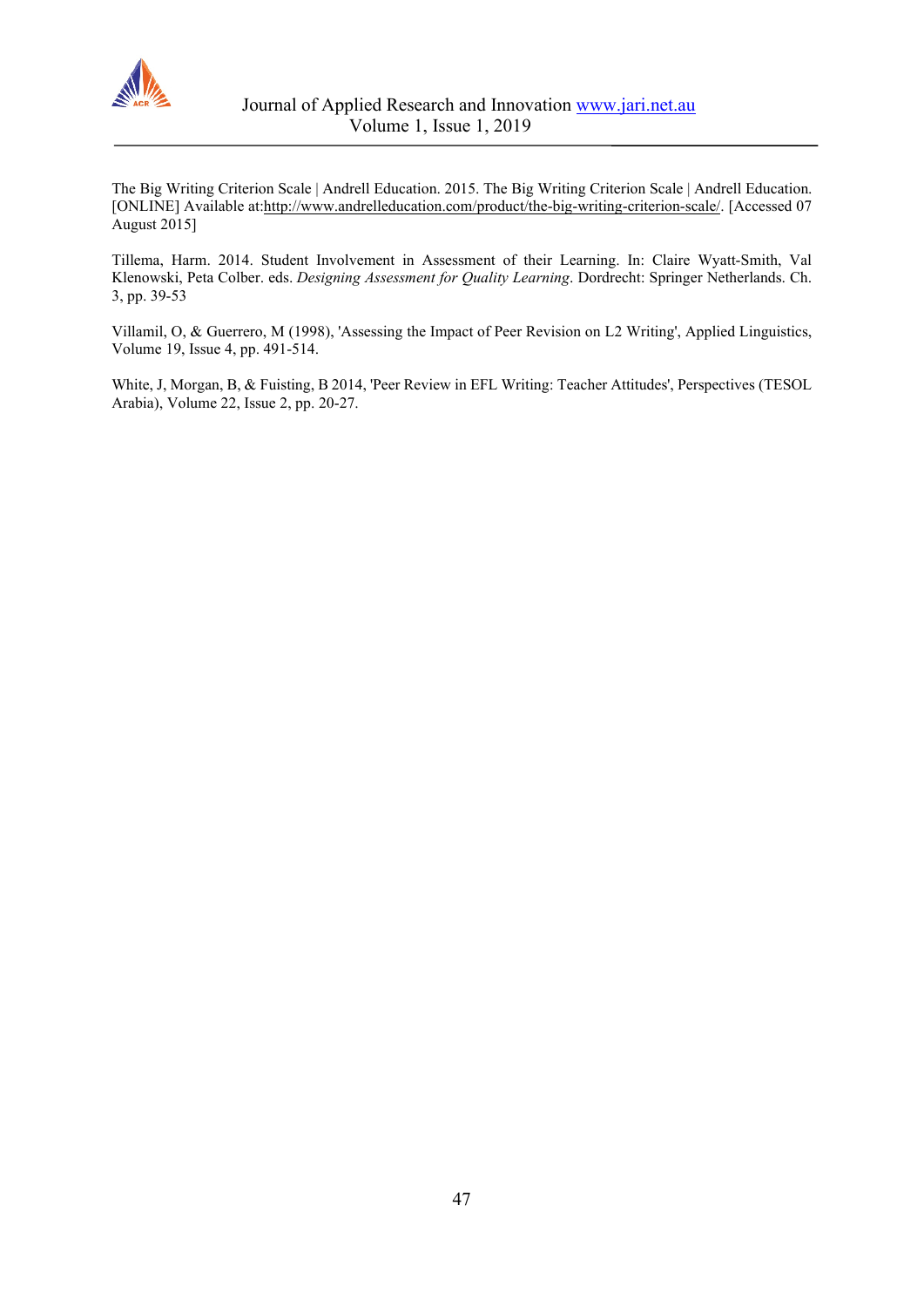The Big Writing Criterion Scale | Andrell Education. 2015. The Big Writing Criterion Scale | Andrell Education. [ONLINE] Available at:http://www.andrelleducation.com/product/the-big-writing-criterion-scale/. [Accessed 07 August 2015]

Tillema, Harm. 2014. Student Involvement in Assessment of their Learning. In: Claire Wyatt-Smith, Val Klenowski, Peta Colber. eds. *Designing Assessment for Quality Learning*. Dordrecht: Springer Netherlands. Ch. 3, pp. 39-53

Villamil, O, & Guerrero, M (1998), 'Assessing the Impact of Peer Revision on L2 Writing', Applied Linguistics, Volume 19, Issue 4, pp. 491-514.

White, J, Morgan, B, & Fuisting, B 2014, 'Peer Review in EFL Writing: Teacher Attitudes', Perspectives (TESOL Arabia), Volume 22, Issue 2, pp. 20-27.